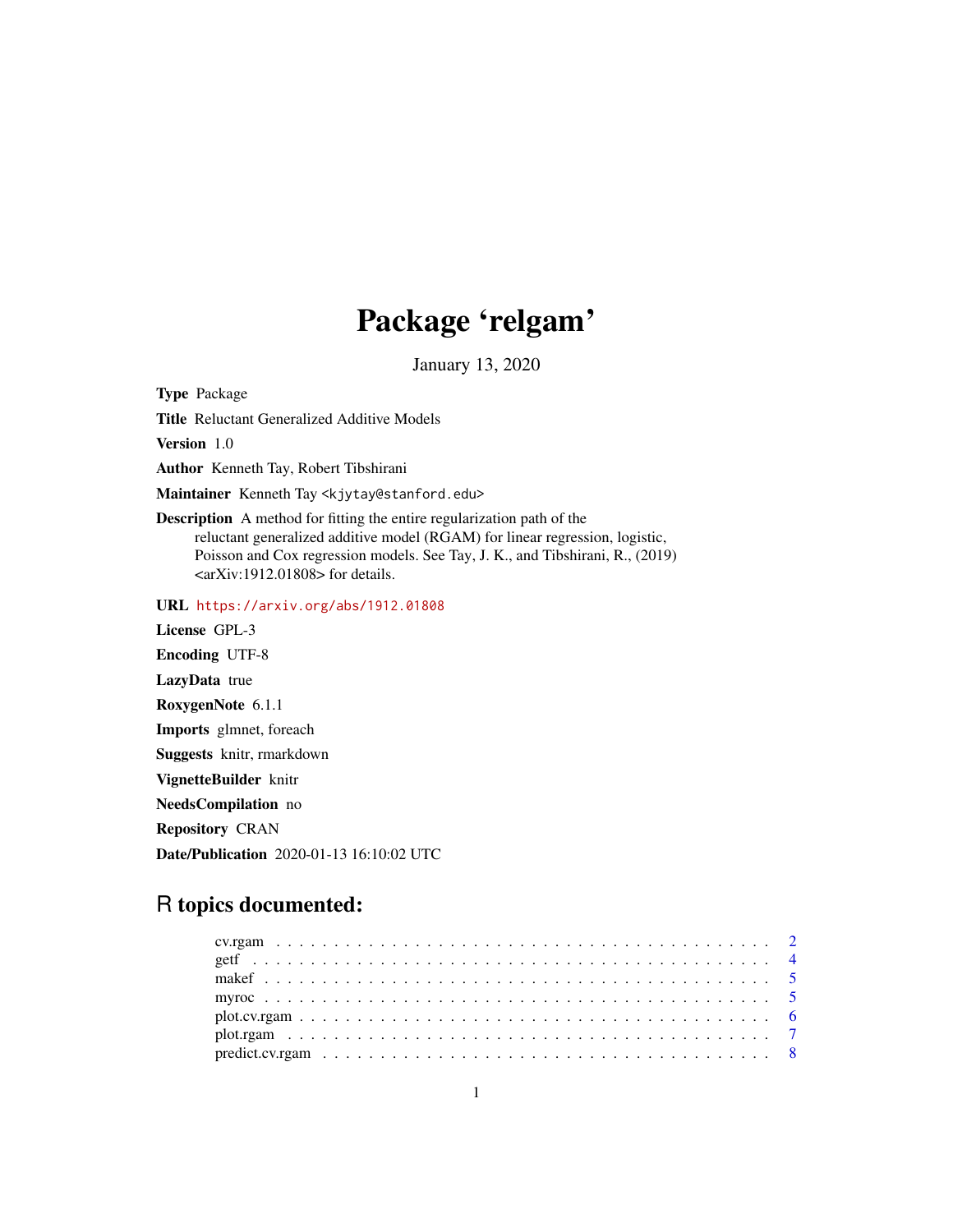# Package 'relgam'

January 13, 2020

**Type** Package

**Title** Reluctant Generalized Additive Models

**Version** 1.0

**Author** Kenneth Tay, Robert Tibshirani

**Maintainer** Kenneth Tay <kjytay@stanford.edu>

**Description** A method for fitting the entire regularization path of the reluctant generalized additive model (RGAM) for linear regression, logistic, Poisson and Cox regression models. See Tay, J. K., and Tibshirani, R., (2019) <arXiv:1912.01808> for details.

**URL** https://arxiv.org/abs/1912.01808

**License** GPL-3

**Encoding** UTF-8

**LazyData** true

**RoxygenNote** 6.1.1

**Imports** glmnet, foreach

**Suggests** knitr, rmarkdown

**VignetteBuilder** knitr

**NeedsCompilation** no

**Repository** CRAN

**Date/Publication** 2020-01-13 16:10:02 UTC

## R topics documented:

cv.rgam . . . . . . . . . . . . . . . . . . . . . . . . . . . . . . . . . . . . . . . . . . 2
getf . . . . . . . . . . . . . . . . . . . . . . . . . . . . . . . . . . . . . . . . . . . . 4
makef . . . . . . . . . . . . . . . . . . . . . . . . . . . . . . . . . . . . . . . . . . . 5
myroc . . . . . . . . . . . . . . . . . . . . . . . . . . . . . . . . . . . . . . . . . . . 5
plot.cv.rgam . . . . . . . . . . . . . . . . . . . . . . . . . . . . . . . . . . . . . . . 6
plot.rgam . . . . . . . . . . . . . . . . . . . . . . . . . . . . . . . . . . . . . . . . . 7
predict.cv.rgam . . . . . . . . . . . . . . . . . . . . . . . . . . . . . . . . . . . . . . 8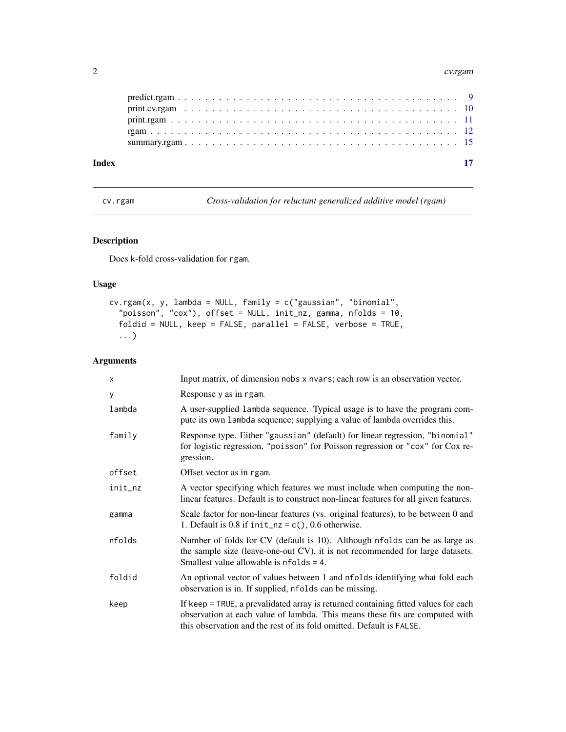predict.rgam . . . . . . . . . . . . . . . . . . . . . . . . . . . . . . . . . . . . . . . 9
print.cv.rgam . . . . . . . . . . . . . . . . . . . . . . . . . . . . . . . . . . . . . . 10
print.rgam . . . . . . . . . . . . . . . . . . . . . . . . . . . . . . . . . . . . . . . 11
rgam . . . . . . . . . . . . . . . . . . . . . . . . . . . . . . . . . . . . . . . . . . 12
summary.rgam . . . . . . . . . . . . . . . . . . . . . . . . . . . . . . . . . . . . . 15

**Index** **17**

---

`cv.rgam` *Cross-validation for reluctant generalized additive model (rgam)*

---

## Description

Does k-fold cross-validation for `rgam`.

## Usage

```
cv.rgam(x, y, lambda = NULL, family = c("gaussian", "binomial",
  "poisson", "cox"), offset = NULL, init_nz, gamma, nfolds = 10,
  foldid = NULL, keep = FALSE, parallel = FALSE, verbose = TRUE,
  ...)
```

## Arguments

| | |
|---|---|
| `x` | Input matrix, of dimension `nobs x nvars`; each row is an observation vector. |
| `y` | Response `y` as in `rgam`. |
| `lambda` | A user-supplied `lambda` sequence. Typical usage is to have the program compute its own `lambda` sequence; supplying a value of lambda overrides this. |
| `family` | Response type. Either `"gaussian"` (default) for linear regression, `"binomial"` for logistic regression, `"poisson"` for Poisson regression or `"cox"` for Cox regression. |
| `offset` | Offset vector as in `rgam`. |
| `init_nz` | A vector specifying which features we must include when computing the non-linear features. Default is to construct non-linear features for all given features. |
| `gamma` | Scale factor for non-linear features (vs. original features), to be between 0 and 1. Default is 0.8 if `init_nz = c()`, 0.6 otherwise. |
| `nfolds` | Number of folds for CV (default is 10). Although `nfolds` can be as large as the sample size (leave-one-out CV), it is not recommended for large datasets. Smallest value allowable is `nfolds = 4`. |
| `foldid` | An optional vector of values between 1 and `nfolds` identifying what fold each observation is in. If supplied, `nfolds` can be missing. |
| `keep` | If `keep = TRUE`, a prevalidated array is returned containing fitted values for each observation at each value of lambda. This means these fits are computed with this observation and the rest of its fold omitted. Default is `FALSE`. |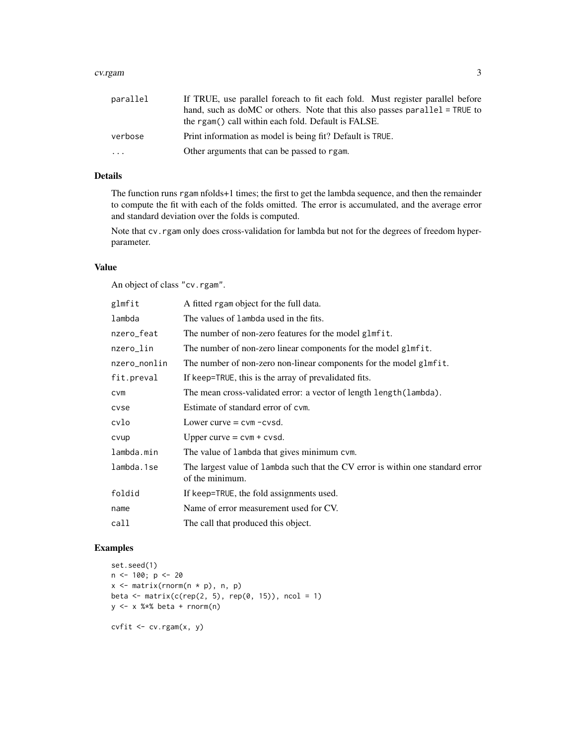| | |
|---|---|
| parallel | If TRUE, use parallel foreach to fit each fold. Must register parallel before hand, such as doMC or others. Note that this also passes `parallel = TRUE` to the `rgam()` call within each fold. Default is FALSE. |
| verbose | Print information as model is being fit? Default is `TRUE`. |
| ... | Other arguments that can be passed to `rgam`. |

## Details

The function runs `rgam` nfolds+1 times; the first to get the lambda sequence, and then the remainder to compute the fit with each of the folds omitted. The error is accumulated, and the average error and standard deviation over the folds is computed.

Note that `cv.rgam` only does cross-validation for lambda but not for the degrees of freedom hyperparameter.

## Value

An object of class `"cv.rgam"`.

| | |
|---|---|
| glmfit | A fitted `rgam` object for the full data. |
| lambda | The values of `lambda` used in the fits. |
| nzero_feat | The number of non-zero features for the model `glmfit`. |
| nzero_lin | The number of non-zero linear components for the model `glmfit`. |
| nzero_nonlin | The number of non-zero non-linear components for the model `glmfit`. |
| fit.preval | If `keep=TRUE`, this is the array of prevalidated fits. |
| cvm | The mean cross-validated error: a vector of length `length(lambda)`. |
| cvse | Estimate of standard error of `cvm`. |
| cvlo | Lower curve = `cvm -cvsd`. |
| cvup | Upper curve = `cvm + cvsd`. |
| lambda.min | The value of `lambda` that gives minimum `cvm`. |
| lambda.1se | The largest value of `lambda` such that the CV error is within one standard error of the minimum. |
| foldid | If `keep=TRUE`, the fold assignments used. |
| name | Name of error measurement used for CV. |
| call | The call that produced this object. |

## Examples

```
set.seed(1)
n <- 100; p <- 20
x <- matrix(rnorm(n * p), n, p)
beta <- matrix(c(rep(2, 5), rep(0, 15)), ncol = 1)
y <- x %*% beta + rnorm(n)

cvfit <- cv.rgam(x, y)
```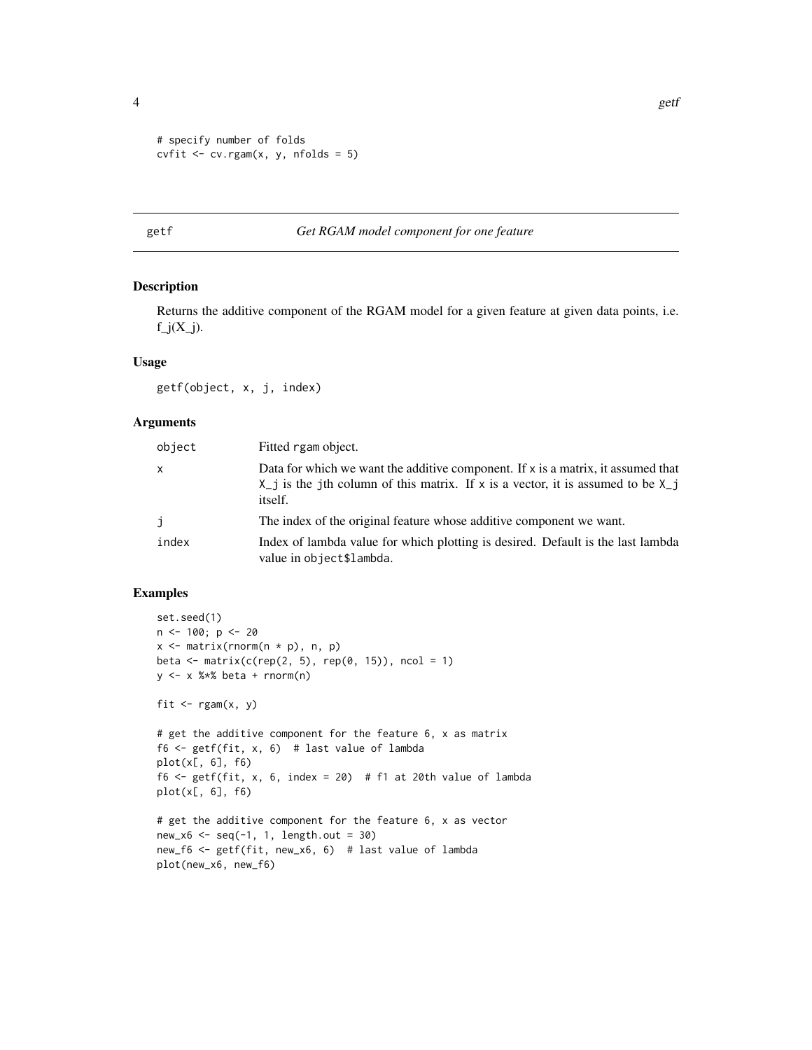```
# specify number of folds
cvfit <- cv.rgam(x, y, nfolds = 5)
```

---

## getf — *Get RGAM model component for one feature*

### Description

Returns the additive component of the RGAM model for a given feature at given data points, i.e. f_j(X_j).

### Usage

```
getf(object, x, j, index)
```

### Arguments

| | |
|---|---|
| object | Fitted rgam object. |
| x | Data for which we want the additive component. If x is a matrix, it assumed that X_j is the jth column of this matrix. If x is a vector, it is assumed to be X_j itself. |
| j | The index of the original feature whose additive component we want. |
| index | Index of lambda value for which plotting is desired. Default is the last lambda value in object$lambda. |

### Examples

```
set.seed(1)
n <- 100; p <- 20
x <- matrix(rnorm(n * p), n, p)
beta <- matrix(c(rep(2, 5), rep(0, 15)), ncol = 1)
y <- x %*% beta + rnorm(n)

fit <- rgam(x, y)

# get the additive component for the feature 6, x as matrix
f6 <- getf(fit, x, 6)  # last value of lambda
plot(x[, 6], f6)
f6 <- getf(fit, x, 6, index = 20)  # f1 at 20th value of lambda
plot(x[, 6], f6)

# get the additive component for the feature 6, x as vector
new_x6 <- seq(-1, 1, length.out = 30)
new_f6 <- getf(fit, new_x6, 6)  # last value of lambda
plot(new_x6, new_f6)
```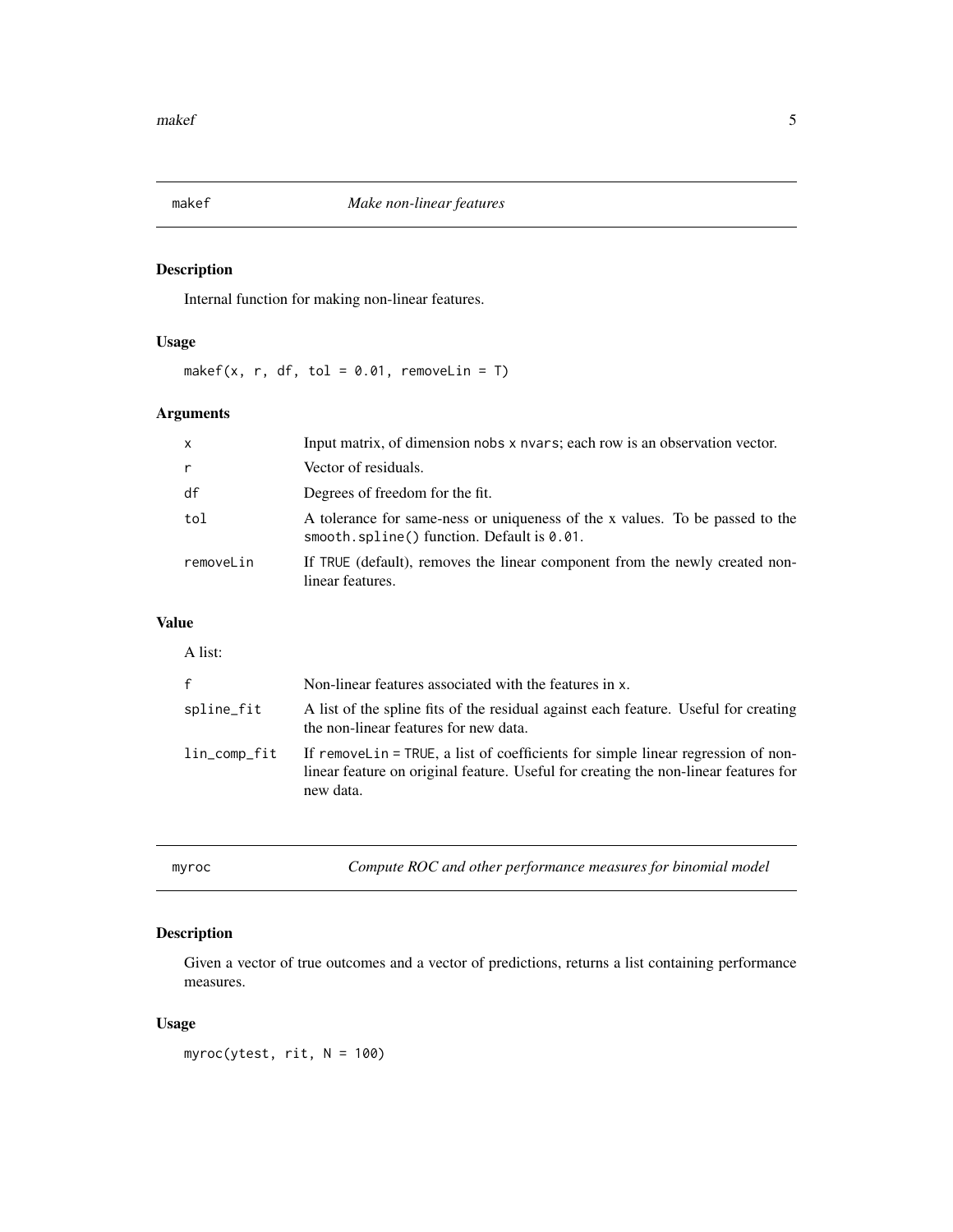## makef — *Make non-linear features*

### Description

Internal function for making non-linear features.

### Usage

```
makef(x, r, df, tol = 0.01, removeLin = T)
```

### Arguments

| | |
|---|---|
| `x` | Input matrix, of dimension `nobs` x `nvars`; each row is an observation vector. |
| `r` | Vector of residuals. |
| `df` | Degrees of freedom for the fit. |
| `tol` | A tolerance for same-ness or uniqueness of the x values. To be passed to the `smooth.spline()` function. Default is `0.01`. |
| `removeLin` | If `TRUE` (default), removes the linear component from the newly created non-linear features. |

### Value

A list:

| | |
|---|---|
| `f` | Non-linear features associated with the features in `x`. |
| `spline_fit` | A list of the spline fits of the residual against each feature. Useful for creating the non-linear features for new data. |
| `lin_comp_fit` | If `removeLin = TRUE`, a list of coefficients for simple linear regression of non-linear feature on original feature. Useful for creating the non-linear features for new data. |

## myroc — *Compute ROC and other performance measures for binomial model*

### Description

Given a vector of true outcomes and a vector of predictions, returns a list containing performance measures.

### Usage

```
myroc(ytest, rit, N = 100)
```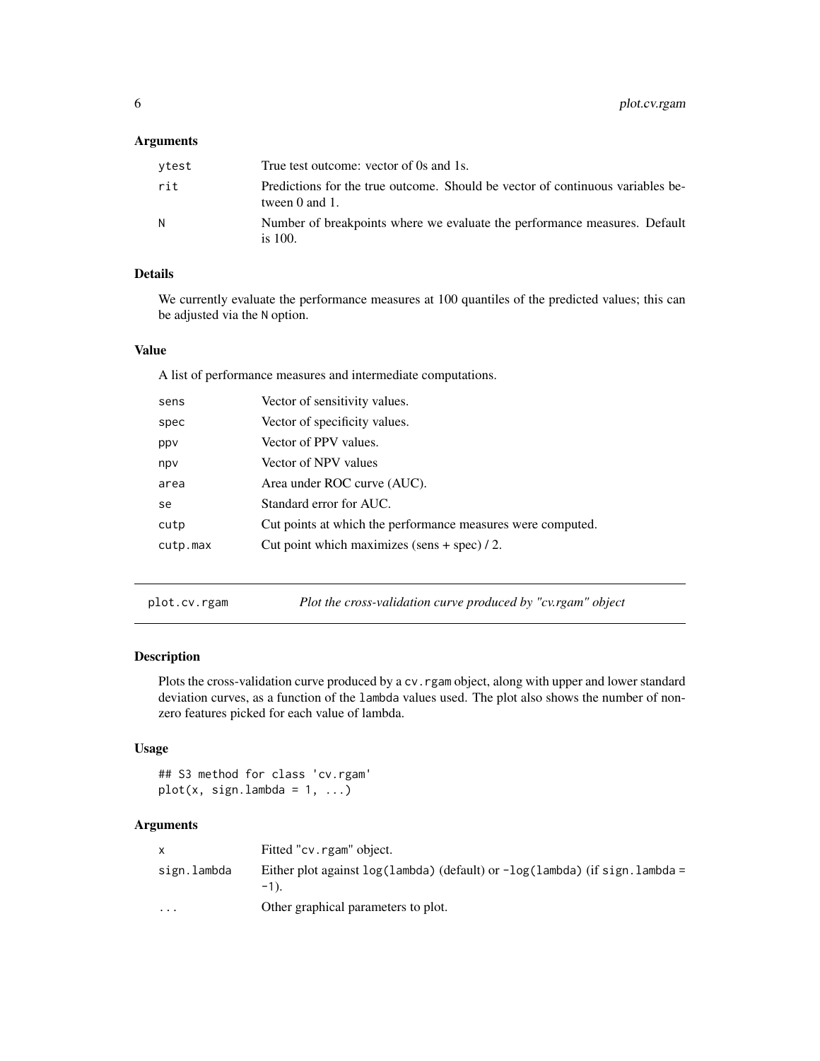### Arguments

| | |
|---|---|
| ytest | True test outcome: vector of 0s and 1s. |
| rit | Predictions for the true outcome. Should be vector of continuous variables between 0 and 1. |
| N | Number of breakpoints where we evaluate the performance measures. Default is 100. |

### Details

We currently evaluate the performance measures at 100 quantiles of the predicted values; this can be adjusted via the `N` option.

### Value

A list of performance measures and intermediate computations.

| | |
|---|---|
| sens | Vector of sensitivity values. |
| spec | Vector of specificity values. |
| ppv | Vector of PPV values. |
| npv | Vector of NPV values |
| area | Area under ROC curve (AUC). |
| se | Standard error for AUC. |
| cutp | Cut points at which the performance measures were computed. |
| cutp.max | Cut point which maximizes (sens + spec) / 2. |

## plot.cv.rgam — *Plot the cross-validation curve produced by "cv.rgam" object*

### Description

Plots the cross-validation curve produced by a `cv.rgam` object, along with upper and lower standard deviation curves, as a function of the `lambda` values used. The plot also shows the number of non-zero features picked for each value of lambda.

### Usage

```
## S3 method for class 'cv.rgam'
plot(x, sign.lambda = 1, ...)
```

### Arguments

| | |
|---|---|
| x | Fitted "`cv.rgam`" object. |
| sign.lambda | Either plot against `log(lambda)` (default) or `-log(lambda)` (if `sign.lambda = -1`). |
| ... | Other graphical parameters to plot. |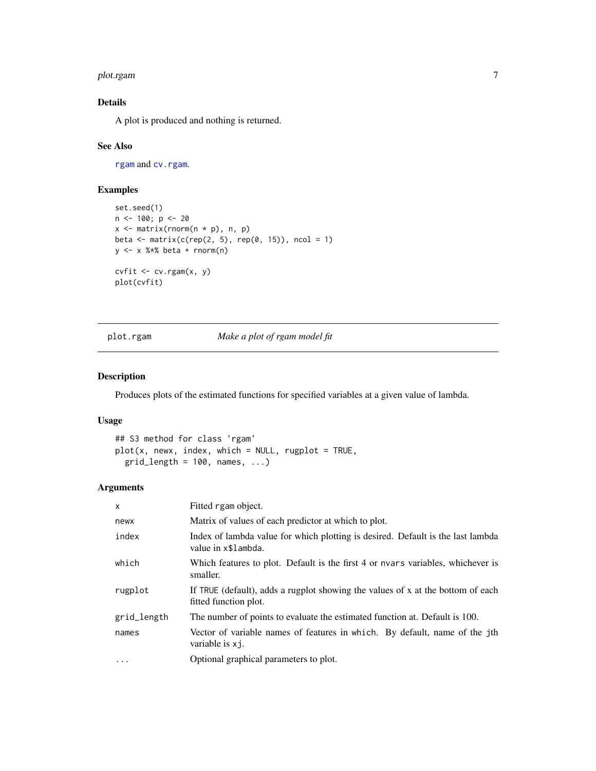## Details

A plot is produced and nothing is returned.

## See Also

rgam and cv.rgam.

## Examples

```
set.seed(1)
n <- 100; p <- 20
x <- matrix(rnorm(n * p), n, p)
beta <- matrix(c(rep(2, 5), rep(0, 15)), ncol = 1)
y <- x %*% beta + rnorm(n)

cvfit <- cv.rgam(x, y)
plot(cvfit)
```

---

# plot.rgam *Make a plot of rgam model fit*

## Description

Produces plots of the estimated functions for specified variables at a given value of lambda.

## Usage

```
## S3 method for class 'rgam'
plot(x, newx, index, which = NULL, rugplot = TRUE,
  grid_length = 100, names, ...)
```

## Arguments

| | |
|---|---|
| x | Fitted rgam object. |
| newx | Matrix of values of each predictor at which to plot. |
| index | Index of lambda value for which plotting is desired. Default is the last lambda value in x$lambda. |
| which | Which features to plot. Default is the first 4 or nvars variables, whichever is smaller. |
| rugplot | If TRUE (default), adds a rugplot showing the values of x at the bottom of each fitted function plot. |
| grid_length | The number of points to evaluate the estimated function at. Default is 100. |
| names | Vector of variable names of features in which. By default, name of the jth variable is xj. |
| ... | Optional graphical parameters to plot. |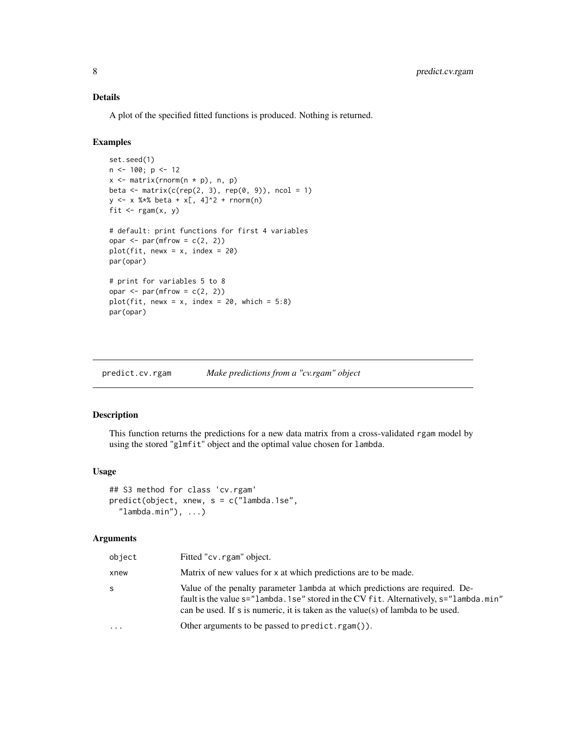### Details

A plot of the specified fitted functions is produced. Nothing is returned.

### Examples

```
set.seed(1)
n <- 100; p <- 12
x <- matrix(rnorm(n * p), n, p)
beta <- matrix(c(rep(2, 3), rep(0, 9)), ncol = 1)
y <- x %*% beta + x[, 4]^2 + rnorm(n)
fit <- rgam(x, y)

# default: print functions for first 4 variables
opar <- par(mfrow = c(2, 2))
plot(fit, newx = x, index = 20)
par(opar)

# print for variables 5 to 8
opar <- par(mfrow = c(2, 2))
plot(fit, newx = x, index = 20, which = 5:8)
par(opar)
```

---

## predict.cv.rgam *Make predictions from a "cv.rgam" object*

---

### Description

This function returns the predictions for a new data matrix from a cross-validated rgam model by using the stored "glmfit" object and the optimal value chosen for lambda.

### Usage

```
## S3 method for class 'cv.rgam'
predict(object, xnew, s = c("lambda.1se",
  "lambda.min"), ...)
```

### Arguments

| | |
|---|---|
| object | Fitted "cv.rgam" object. |
| xnew | Matrix of new values for x at which predictions are to be made. |
| s | Value of the penalty parameter lambda at which predictions are required. Default is the value s="lambda.1se" stored in the CV fit. Alternatively, s="lambda.min" can be used. If s is numeric, it is taken as the value(s) of lambda to be used. |
| ... | Other arguments to be passed to predict.rgam()). |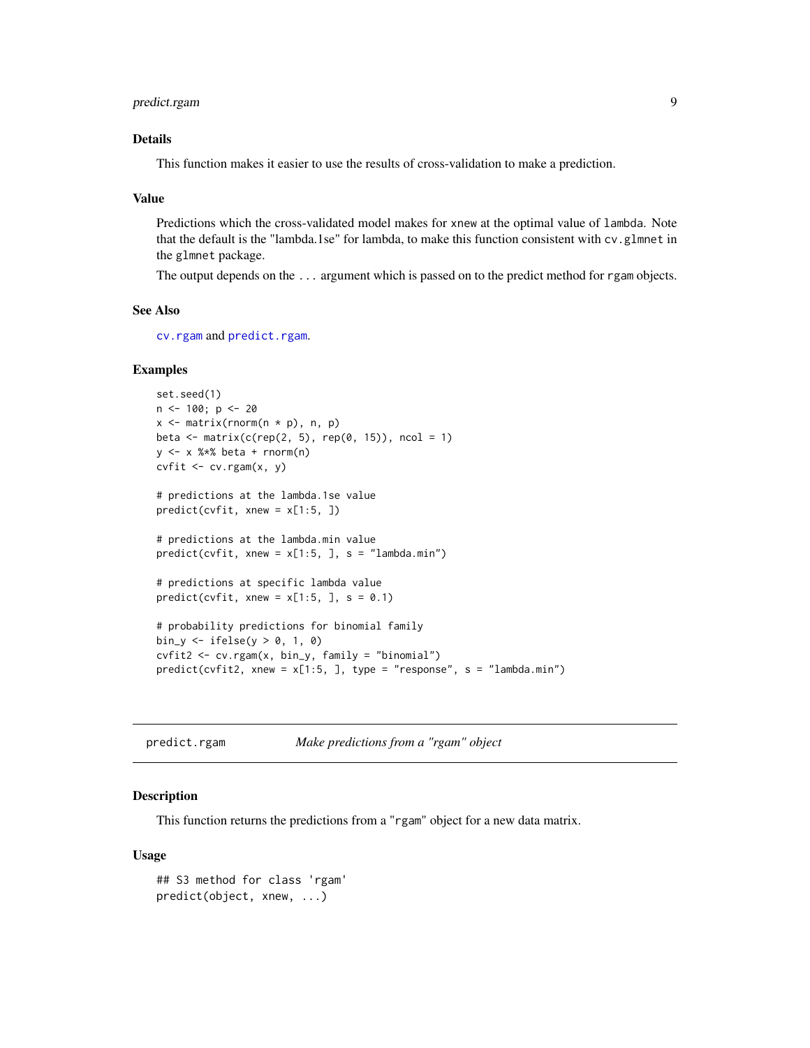### Details

This function makes it easier to use the results of cross-validation to make a prediction.

### Value

Predictions which the cross-validated model makes for `xnew` at the optimal value of `lambda`. Note that the default is the "lambda.1se" for lambda, to make this function consistent with `cv.glmnet` in the `glmnet` package.

The output depends on the `...` argument which is passed on to the predict method for `rgam` objects.

### See Also

`cv.rgam` and `predict.rgam`.

### Examples

```
set.seed(1)
n <- 100; p <- 20
x <- matrix(rnorm(n * p), n, p)
beta <- matrix(c(rep(2, 5), rep(0, 15)), ncol = 1)
y <- x %*% beta + rnorm(n)
cvfit <- cv.rgam(x, y)

# predictions at the lambda.1se value
predict(cvfit, xnew = x[1:5, ])

# predictions at the lambda.min value
predict(cvfit, xnew = x[1:5, ], s = "lambda.min")

# predictions at specific lambda value
predict(cvfit, xnew = x[1:5, ], s = 0.1)

# probability predictions for binomial family
bin_y <- ifelse(y > 0, 1, 0)
cvfit2 <- cv.rgam(x, bin_y, family = "binomial")
predict(cvfit2, xnew = x[1:5, ], type = "response", s = "lambda.min")
```

---

## predict.rgam — *Make predictions from a "rgam" object*

### Description

This function returns the predictions from a "`rgam`" object for a new data matrix.

### Usage

```
## S3 method for class 'rgam'
predict(object, xnew, ...)
```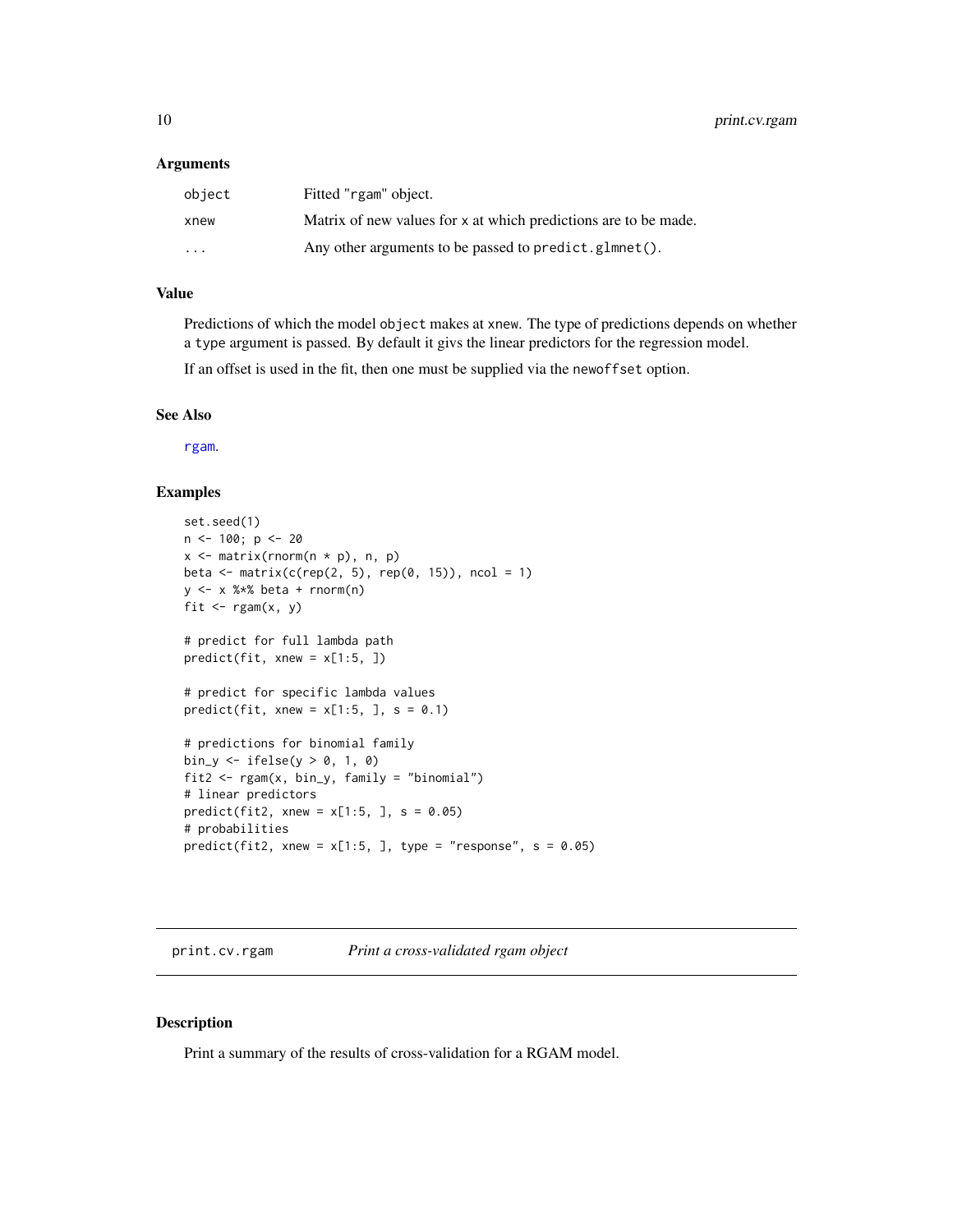### Arguments

| | |
|---|---|
| `object` | Fitted "rgam" object. |
| `xnew` | Matrix of new values for x at which predictions are to be made. |
| `...` | Any other arguments to be passed to `predict.glmnet()`. |

### Value

Predictions of which the model `object` makes at `xnew`. The type of predictions depends on whether a `type` argument is passed. By default it givs the linear predictors for the regression model.

If an offset is used in the fit, then one must be supplied via the `newoffset` option.

### See Also

`rgam`.

### Examples

```
set.seed(1)
n <- 100; p <- 20
x <- matrix(rnorm(n * p), n, p)
beta <- matrix(c(rep(2, 5), rep(0, 15)), ncol = 1)
y <- x %*% beta + rnorm(n)
fit <- rgam(x, y)

# predict for full lambda path
predict(fit, xnew = x[1:5, ])

# predict for specific lambda values
predict(fit, xnew = x[1:5, ], s = 0.1)

# predictions for binomial family
bin_y <- ifelse(y > 0, 1, 0)
fit2 <- rgam(x, bin_y, family = "binomial")
# linear predictors
predict(fit2, xnew = x[1:5, ], s = 0.05)
# probabilities
predict(fit2, xnew = x[1:5, ], type = "response", s = 0.05)
```

---

## print.cv.rgam — *Print a cross-validated rgam object*

### Description

Print a summary of the results of cross-validation for a RGAM model.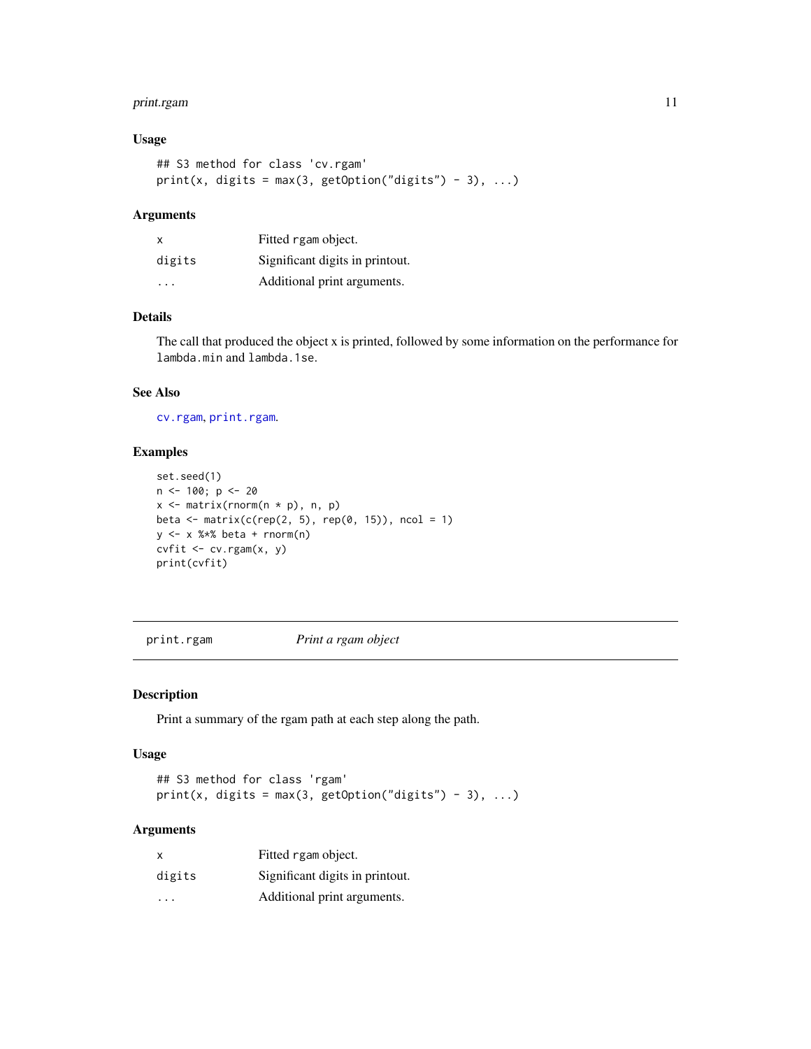### Usage

```
## S3 method for class 'cv.rgam'
print(x, digits = max(3, getOption("digits") - 3), ...)
```

### Arguments

| | |
|---|---|
| x | Fitted rgam object. |
| digits | Significant digits in printout. |
| ... | Additional print arguments. |

### Details

The call that produced the object x is printed, followed by some information on the performance for lambda.min and lambda.1se.

### See Also

cv.rgam, print.rgam.

### Examples

```
set.seed(1)
n <- 100; p <- 20
x <- matrix(rnorm(n * p), n, p)
beta <- matrix(c(rep(2, 5), rep(0, 15)), ncol = 1)
y <- x %*% beta + rnorm(n)
cvfit <- cv.rgam(x, y)
print(cvfit)
```

---

## print.rgam *Print a rgam object*

---

### Description

Print a summary of the rgam path at each step along the path.

### Usage

```
## S3 method for class 'rgam'
print(x, digits = max(3, getOption("digits") - 3), ...)
```

### Arguments

| | |
|---|---|
| x | Fitted rgam object. |
| digits | Significant digits in printout. |
| ... | Additional print arguments. |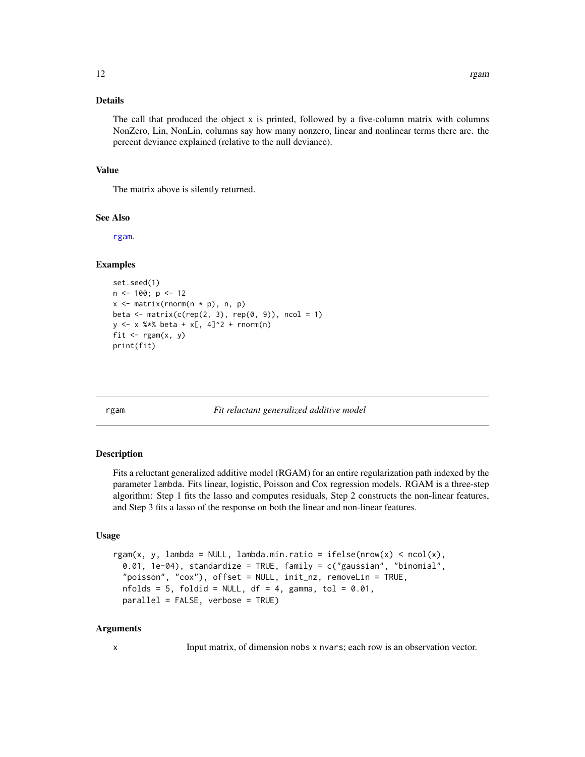### Details

The call that produced the object x is printed, followed by a five-column matrix with columns NonZero, Lin, NonLin, columns say how many nonzero, linear and nonlinear terms there are. the percent deviance explained (relative to the null deviance).

### Value

The matrix above is silently returned.

### See Also

rgam.

### Examples

```
set.seed(1)
n <- 100; p <- 12
x <- matrix(rnorm(n * p), n, p)
beta <- matrix(c(rep(2, 3), rep(0, 9)), ncol = 1)
y <- x %*% beta + x[, 4]^2 + rnorm(n)
fit <- rgam(x, y)
print(fit)
```

---

## rgam — *Fit reluctant generalized additive model*

### Description

Fits a reluctant generalized additive model (RGAM) for an entire regularization path indexed by the parameter lambda. Fits linear, logistic, Poisson and Cox regression models. RGAM is a three-step algorithm: Step 1 fits the lasso and computes residuals, Step 2 constructs the non-linear features, and Step 3 fits a lasso of the response on both the linear and non-linear features.

### Usage

```
rgam(x, y, lambda = NULL, lambda.min.ratio = ifelse(nrow(x) < ncol(x),
  0.01, 1e-04), standardize = TRUE, family = c("gaussian", "binomial",
  "poisson", "cox"), offset = NULL, init_nz, removeLin = TRUE,
  nfolds = 5, foldid = NULL, df = 4, gamma, tol = 0.01,
  parallel = FALSE, verbose = TRUE)
```

### Arguments

x — Input matrix, of dimension nobs x nvars; each row is an observation vector.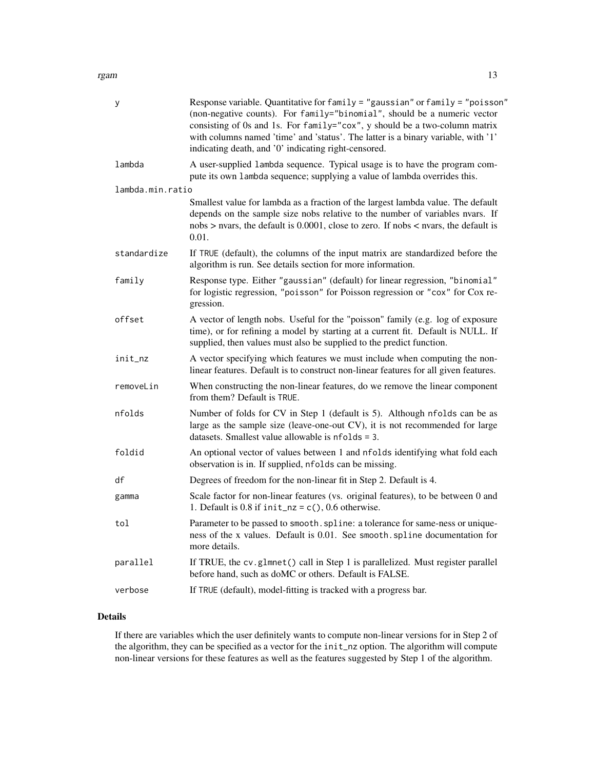| | |
|---|---|
| y | Response variable. Quantitative for `family = "gaussian"` or `family = "poisson"` (non-negative counts). For `family="binomial"`, should be a numeric vector consisting of 0s and 1s. For `family="cox"`, y should be a two-column matrix with columns named 'time' and 'status'. The latter is a binary variable, with '1' indicating death, and '0' indicating right-censored. |
| lambda | A user-supplied `lambda` sequence. Typical usage is to have the program compute its own `lambda` sequence; supplying a value of lambda overrides this. |
| lambda.min.ratio | Smallest value for lambda as a fraction of the largest lambda value. The default depends on the sample size nobs relative to the number of variables nvars. If nobs > nvars, the default is 0.0001, close to zero. If nobs < nvars, the default is 0.01. |
| standardize | If `TRUE` (default), the columns of the input matrix are standardized before the algorithm is run. See details section for more information. |
| family | Response type. Either `"gaussian"` (default) for linear regression, `"binomial"` for logistic regression, `"poisson"` for Poisson regression or `"cox"` for Cox regression. |
| offset | A vector of length nobs. Useful for the "poisson" family (e.g. log of exposure time), or for refining a model by starting at a current fit. Default is NULL. If supplied, then values must also be supplied to the predict function. |
| init_nz | A vector specifying which features we must include when computing the non-linear features. Default is to construct non-linear features for all given features. |
| removeLin | When constructing the non-linear features, do we remove the linear component from them? Default is `TRUE`. |
| nfolds | Number of folds for CV in Step 1 (default is 5). Although `nfolds` can be as large as the sample size (leave-one-out CV), it is not recommended for large datasets. Smallest value allowable is `nfolds = 3`. |
| foldid | An optional vector of values between 1 and `nfolds` identifying what fold each observation is in. If supplied, `nfolds` can be missing. |
| df | Degrees of freedom for the non-linear fit in Step 2. Default is 4. |
| gamma | Scale factor for non-linear features (vs. original features), to be between 0 and 1. Default is 0.8 if `init_nz = c()`, 0.6 otherwise. |
| tol | Parameter to be passed to `smooth.spline`: a tolerance for same-ness or uniqueness of the x values. Default is 0.01. See `smooth.spline` documentation for more details. |
| parallel | If TRUE, the `cv.glmnet()` call in Step 1 is parallelized. Must register parallel before hand, such as doMC or others. Default is FALSE. |
| verbose | If `TRUE` (default), model-fitting is tracked with a progress bar. |

## Details

If there are variables which the user definitely wants to compute non-linear versions for in Step 2 of the algorithm, they can be specified as a vector for the `init_nz` option. The algorithm will compute non-linear versions for these features as well as the features suggested by Step 1 of the algorithm.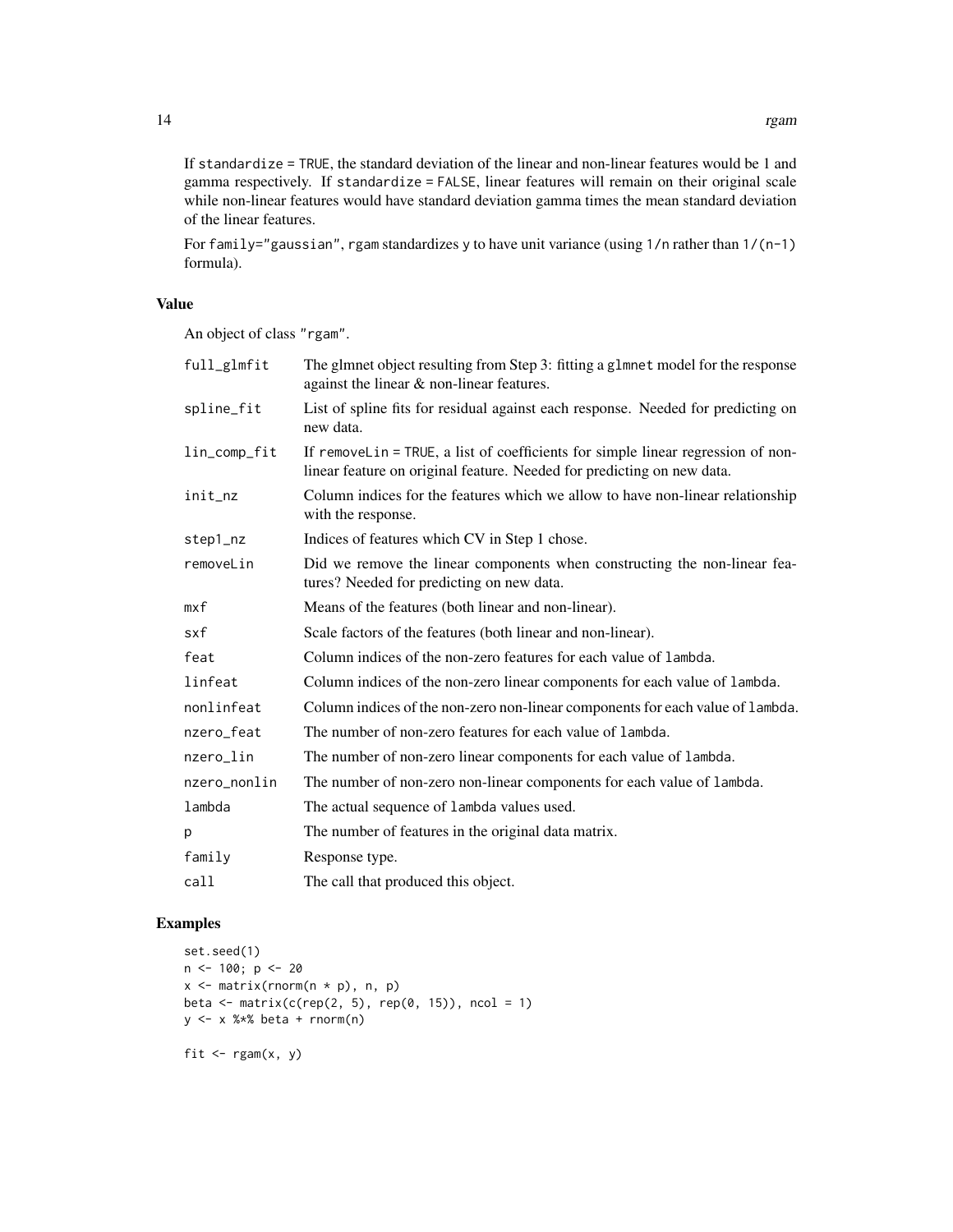If `standardize = TRUE`, the standard deviation of the linear and non-linear features would be 1 and gamma respectively. If `standardize = FALSE`, linear features will remain on their original scale while non-linear features would have standard deviation gamma times the mean standard deviation of the linear features.

For `family="gaussian"`, `rgam` standardizes `y` to have unit variance (using `1/n` rather than `1/(n-1)` formula).

### Value

An object of class `"rgam"`.

| | |
|---|---|
| `full_glmfit` | The glmnet object resulting from Step 3: fitting a `glmnet` model for the response against the linear & non-linear features. |
| `spline_fit` | List of spline fits for residual against each response. Needed for predicting on new data. |
| `lin_comp_fit` | If `removeLin = TRUE`, a list of coefficients for simple linear regression of non-linear feature on original feature. Needed for predicting on new data. |
| `init_nz` | Column indices for the features which we allow to have non-linear relationship with the response. |
| `step1_nz` | Indices of features which CV in Step 1 chose. |
| `removeLin` | Did we remove the linear components when constructing the non-linear features? Needed for predicting on new data. |
| `mxf` | Means of the features (both linear and non-linear). |
| `sxf` | Scale factors of the features (both linear and non-linear). |
| `feat` | Column indices of the non-zero features for each value of `lambda`. |
| `linfeat` | Column indices of the non-zero linear components for each value of `lambda`. |
| `nonlinfeat` | Column indices of the non-zero non-linear components for each value of `lambda`. |
| `nzero_feat` | The number of non-zero features for each value of `lambda`. |
| `nzero_lin` | The number of non-zero linear components for each value of `lambda`. |
| `nzero_nonlin` | The number of non-zero non-linear components for each value of `lambda`. |
| `lambda` | The actual sequence of `lambda` values used. |
| `p` | The number of features in the original data matrix. |
| `family` | Response type. |
| `call` | The call that produced this object. |

### Examples

```
set.seed(1)
n <- 100; p <- 20
x <- matrix(rnorm(n * p), n, p)
beta <- matrix(c(rep(2, 5), rep(0, 15)), ncol = 1)
y <- x %*% beta + rnorm(n)

fit <- rgam(x, y)
```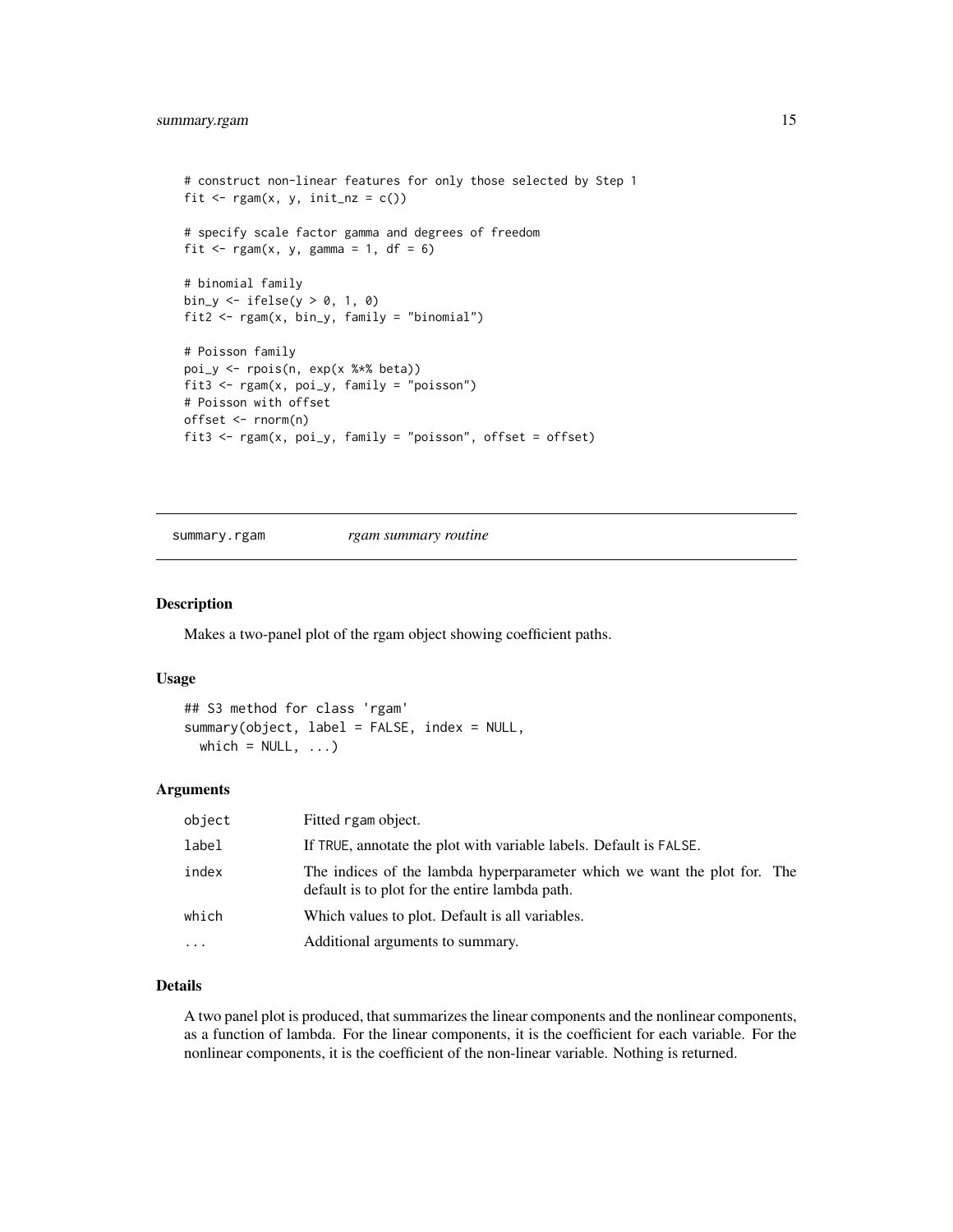```
# construct non-linear features for only those selected by Step 1
fit <- rgam(x, y, init_nz = c())

# specify scale factor gamma and degrees of freedom
fit <- rgam(x, y, gamma = 1, df = 6)

# binomial family
bin_y <- ifelse(y > 0, 1, 0)
fit2 <- rgam(x, bin_y, family = "binomial")

# Poisson family
poi_y <- rpois(n, exp(x %*% beta))
fit3 <- rgam(x, poi_y, family = "poisson")
# Poisson with offset
offset <- rnorm(n)
fit3 <- rgam(x, poi_y, family = "poisson", offset = offset)
```

---

## summary.rgam *rgam summary routine*

---

### Description

Makes a two-panel plot of the rgam object showing coefficient paths.

### Usage

```
## S3 method for class 'rgam'
summary(object, label = FALSE, index = NULL,
  which = NULL, ...)
```

### Arguments

| | |
|---|---|
| object | Fitted rgam object. |
| label | If TRUE, annotate the plot with variable labels. Default is FALSE. |
| index | The indices of the lambda hyperparameter which we want the plot for. The default is to plot for the entire lambda path. |
| which | Which values to plot. Default is all variables. |
| ... | Additional arguments to summary. |

### Details

A two panel plot is produced, that summarizes the linear components and the nonlinear components, as a function of lambda. For the linear components, it is the coefficient for each variable. For the nonlinear components, it is the coefficient of the non-linear variable. Nothing is returned.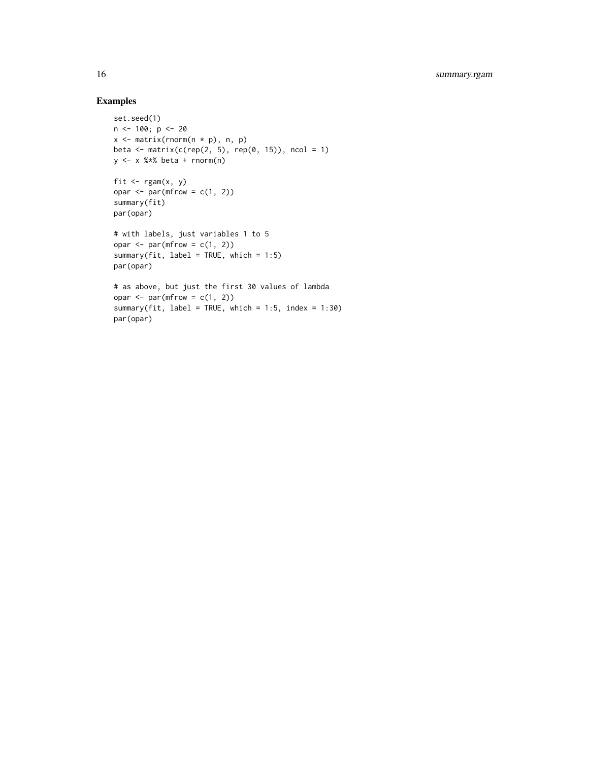## Examples

```
set.seed(1)
n <- 100; p <- 20
x <- matrix(rnorm(n * p), n, p)
beta <- matrix(c(rep(2, 5), rep(0, 15)), ncol = 1)
y <- x %*% beta + rnorm(n)

fit <- rgam(x, y)
opar <- par(mfrow = c(1, 2))
summary(fit)
par(opar)

# with labels, just variables 1 to 5
opar <- par(mfrow = c(1, 2))
summary(fit, label = TRUE, which = 1:5)
par(opar)

# as above, but just the first 30 values of lambda
opar <- par(mfrow = c(1, 2))
summary(fit, label = TRUE, which = 1:5, index = 1:30)
par(opar)
```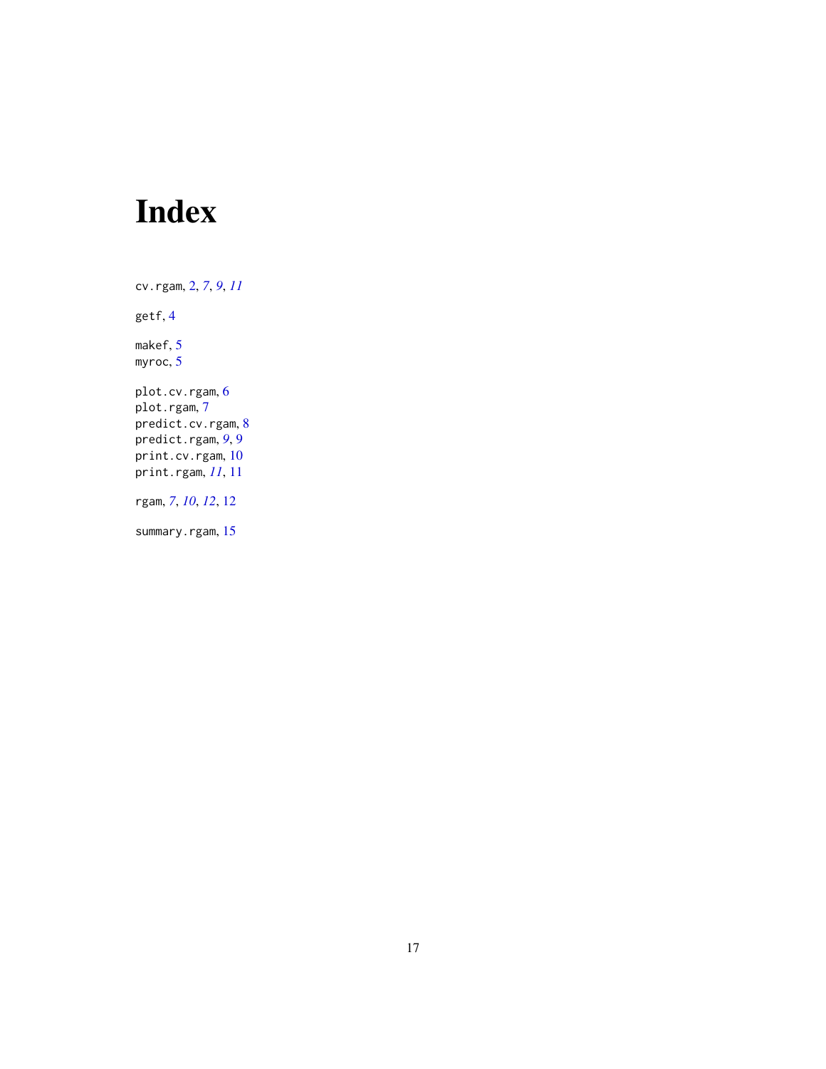# Index

cv.rgam, 2, *7*, *9*, *11*

getf, 4

makef, 5
myroc, 5

plot.cv.rgam, 6
plot.rgam, 7
predict.cv.rgam, 8
predict.rgam, *9*, 9
print.cv.rgam, 10
print.rgam, *11*, 11

rgam, *7*, *10*, *12*, 12

summary.rgam, 15